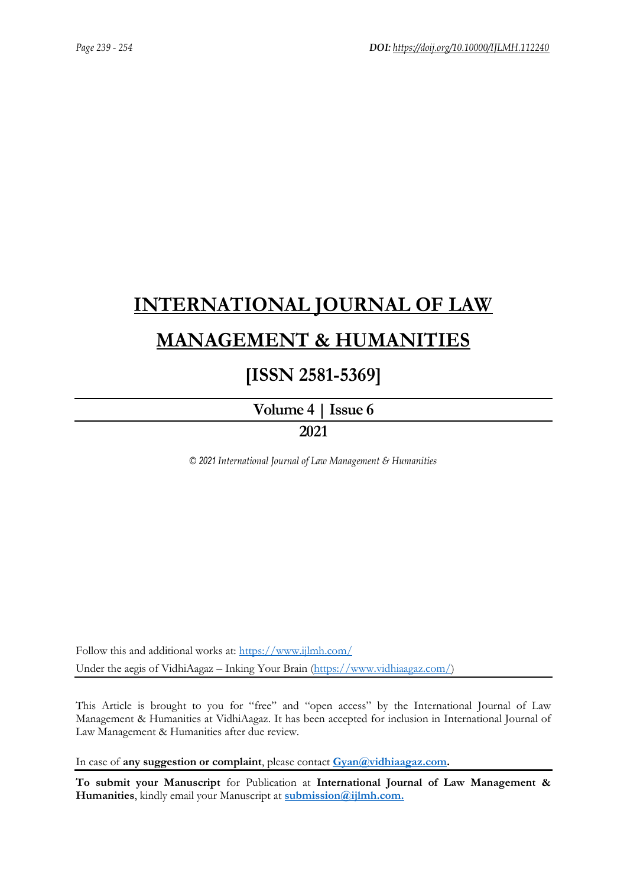# INTERNATIONAL JOURNAL OF LAW MANAGEMENT & HUMANITIES

## [ISSN 2581-5369]

### Volume 4 | Issue 6

### 2021

*© 2021 International Journal of Law Management & Humanities*

Follow this and additional works at: https://www.ijlmh.com/

Under the aegis of VidhiAagaz – Inking Your Brain (https://www.vidhiaagaz.com/)

This Article is brought to you for "free" and "open access" by the International Journal of Law Management & Humanities at VidhiAagaz. It has been accepted for inclusion in International Journal of Law Management & Humanities after due review.

In case of **any suggestion or complaint**, please contact **Gyan@vidhiaagaz.com.**

**To submit your Manuscript** for Publication at **International Journal of Law Management & Humanities**, kindly email your Manuscript at **submission@ijlmh.com.**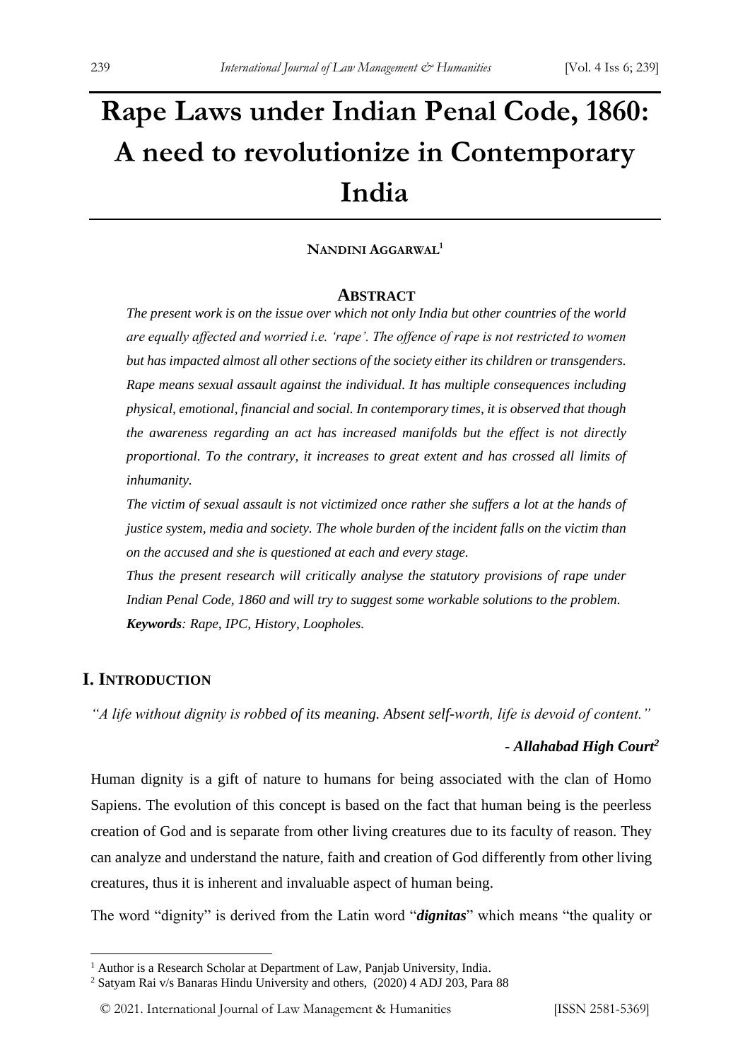# Rape Laws under Indian Penal Code, 1860: A need to revolutionize in Contemporary India

**NANDINI AGGARWAL**[1]

## ABSTRACT

*The present work is on the issue over which not only India but other countries of the world are equally affected and worried i.e. 'rape'. The offence of rape is not restricted to women but has impacted almost all other sections of the society either its children or transgenders. Rape means sexual assault against the individual. It has multiple consequences including physical, emotional, financial and social. In contemporary times, it is observed that though the awareness regarding an act has increased manifolds but the effect is not directly proportional. To the contrary, it increases to great extent and has crossed all limits of inhumanity.*

*The victim of sexual assault is not victimized once rather she suffers a lot at the hands of justice system, media and society. The whole burden of the incident falls on the victim than on the accused and she is questioned at each and every stage.*

*Thus the present research will critically analyse the statutory provisions of rape under Indian Penal Code, 1860 and will try to suggest some workable solutions to the problem.*

***Keywords****: Rape, IPC, History, Loopholes.*

## I. INTRODUCTION

*"A life without dignity is robbed of its meaning. Absent self-worth, life is devoid of content."*

***- Allahabad High Court***[2]

Human dignity is a gift of nature to humans for being associated with the clan of Homo Sapiens. The evolution of this concept is based on the fact that human being is the peerless creation of God and is separate from other living creatures due to its faculty of reason. They can analyze and understand the nature, faith and creation of God differently from other living creatures, thus it is inherent and invaluable aspect of human being.

The word "dignity" is derived from the Latin word "***dignitas***" which means "the quality or

---

[1] Author is a Research Scholar at Department of Law, Panjab University, India.

[2] Satyam Rai v/s Banaras Hindu University and others, (2020) 4 ADJ 203, Para 88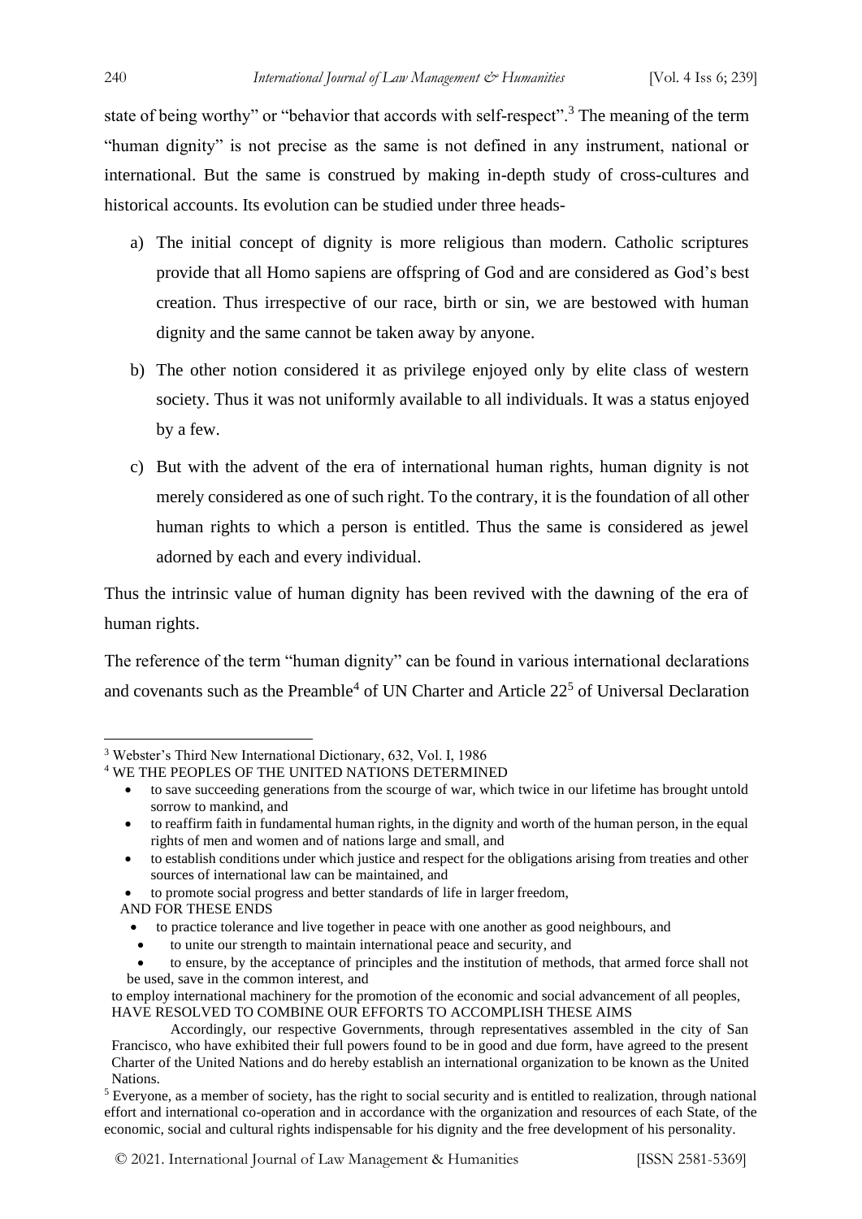state of being worthy" or "behavior that accords with self-respect".[3] The meaning of the term "human dignity" is not precise as the same is not defined in any instrument, national or international. But the same is construed by making in-depth study of cross-cultures and historical accounts. Its evolution can be studied under three heads-

a) The initial concept of dignity is more religious than modern. Catholic scriptures provide that all Homo sapiens are offspring of God and are considered as God's best creation. Thus irrespective of our race, birth or sin, we are bestowed with human dignity and the same cannot be taken away by anyone.

b) The other notion considered it as privilege enjoyed only by elite class of western society. Thus it was not uniformly available to all individuals. It was a status enjoyed by a few.

c) But with the advent of the era of international human rights, human dignity is not merely considered as one of such right. To the contrary, it is the foundation of all other human rights to which a person is entitled. Thus the same is considered as jewel adorned by each and every individual.

Thus the intrinsic value of human dignity has been revived with the dawning of the era of human rights.

The reference of the term "human dignity" can be found in various international declarations and covenants such as the Preamble[4] of UN Charter and Article 22[5] of Universal Declaration

---

[3] Webster's Third New International Dictionary, 632, Vol. I, 1986

[4] WE THE PEOPLES OF THE UNITED NATIONS DETERMINED

- to save succeeding generations from the scourge of war, which twice in our lifetime has brought untold sorrow to mankind, and
- to reaffirm faith in fundamental human rights, in the dignity and worth of the human person, in the equal rights of men and women and of nations large and small, and
- to establish conditions under which justice and respect for the obligations arising from treaties and other sources of international law can be maintained, and
- to promote social progress and better standards of life in larger freedom,

AND FOR THESE ENDS

- to practice tolerance and live together in peace with one another as good neighbours, and
- to unite our strength to maintain international peace and security, and
- to ensure, by the acceptance of principles and the institution of methods, that armed force shall not be used, save in the common interest, and

to employ international machinery for the promotion of the economic and social advancement of all peoples,
HAVE RESOLVED TO COMBINE OUR EFFORTS TO ACCOMPLISH THESE AIMS

Accordingly, our respective Governments, through representatives assembled in the city of San Francisco, who have exhibited their full powers found to be in good and due form, have agreed to the present Charter of the United Nations and do hereby establish an international organization to be known as the United Nations.

[5] Everyone, as a member of society, has the right to social security and is entitled to realization, through national effort and international co-operation and in accordance with the organization and resources of each State, of the economic, social and cultural rights indispensable for his dignity and the free development of his personality.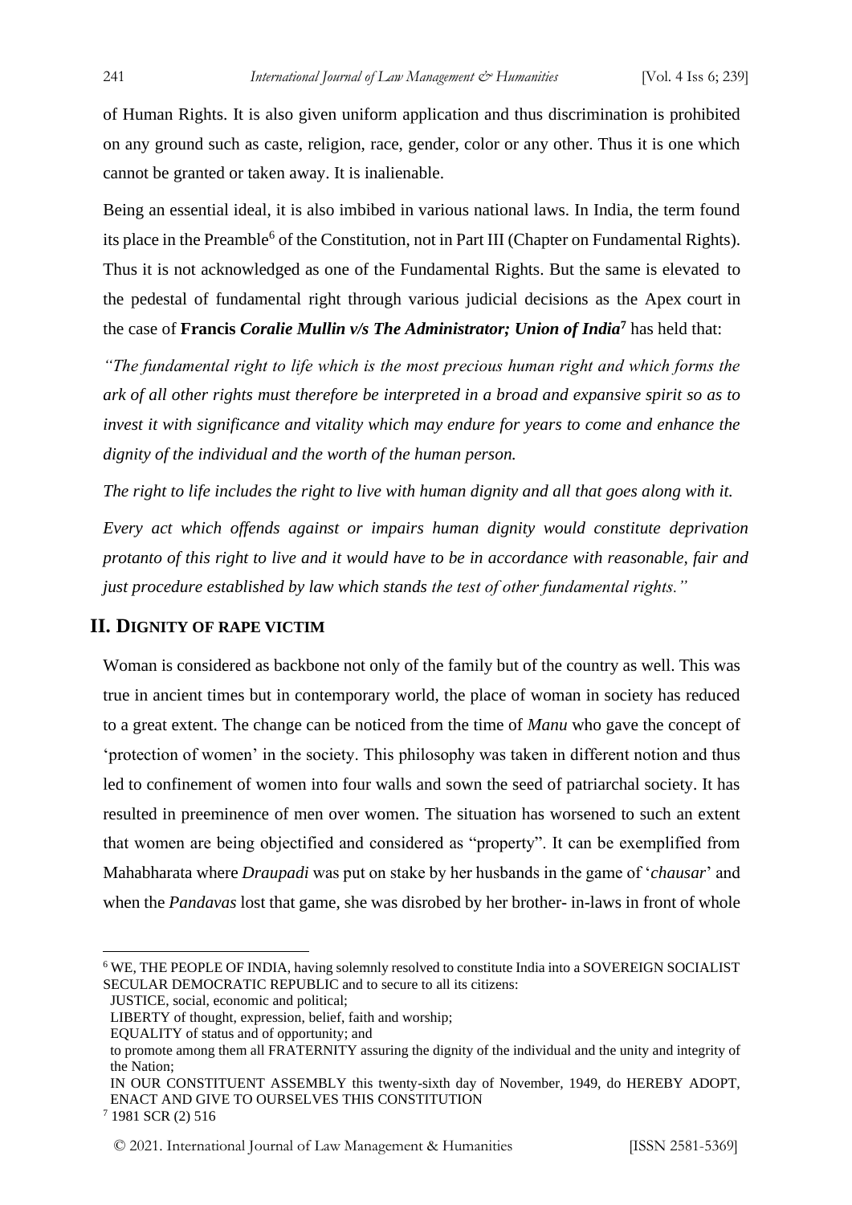of Human Rights. It is also given uniform application and thus discrimination is prohibited on any ground such as caste, religion, race, gender, color or any other. Thus it is one which cannot be granted or taken away. It is inalienable.

Being an essential ideal, it is also imbibed in various national laws. In India, the term found its place in the Preamble[6] of the Constitution, not in Part III (Chapter on Fundamental Rights). Thus it is not acknowledged as one of the Fundamental Rights. But the same is elevated to the pedestal of fundamental right through various judicial decisions as the Apex court in the case of **Francis *Coralie Mullin v/s The Administrator; Union of India***[7] has held that:

*"The fundamental right to life which is the most precious human right and which forms the ark of all other rights must therefore be interpreted in a broad and expansive spirit so as to invest it with significance and vitality which may endure for years to come and enhance the dignity of the individual and the worth of the human person.*

*The right to life includes the right to live with human dignity and all that goes along with it.*

*Every act which offends against or impairs human dignity would constitute deprivation protanto of this right to live and it would have to be in accordance with reasonable, fair and just procedure established by law which stands the test of other fundamental rights."*

## II. Dignity of Rape Victim

Woman is considered as backbone not only of the family but of the country as well. This was true in ancient times but in contemporary world, the place of woman in society has reduced to a great extent. The change can be noticed from the time of *Manu* who gave the concept of 'protection of women' in the society. This philosophy was taken in different notion and thus led to confinement of women into four walls and sown the seed of patriarchal society. It has resulted in preeminence of men over women. The situation has worsened to such an extent that women are being objectified and considered as "property". It can be exemplified from Mahabharata where *Draupadi* was put on stake by her husbands in the game of '*chausar*' and when the *Pandavas* lost that game, she was disrobed by her brother- in-laws in front of whole

---

[6] WE, THE PEOPLE OF INDIA, having solemnly resolved to constitute India into a SOVEREIGN SOCIALIST SECULAR DEMOCRATIC REPUBLIC and to secure to all its citizens:

JUSTICE, social, economic and political;

LIBERTY of thought, expression, belief, faith and worship;

EQUALITY of status and of opportunity; and

to promote among them all FRATERNITY assuring the dignity of the individual and the unity and integrity of the Nation;

IN OUR CONSTITUENT ASSEMBLY this twenty-sixth day of November, 1949, do HEREBY ADOPT, ENACT AND GIVE TO OURSELVES THIS CONSTITUTION

[7] 1981 SCR (2) 516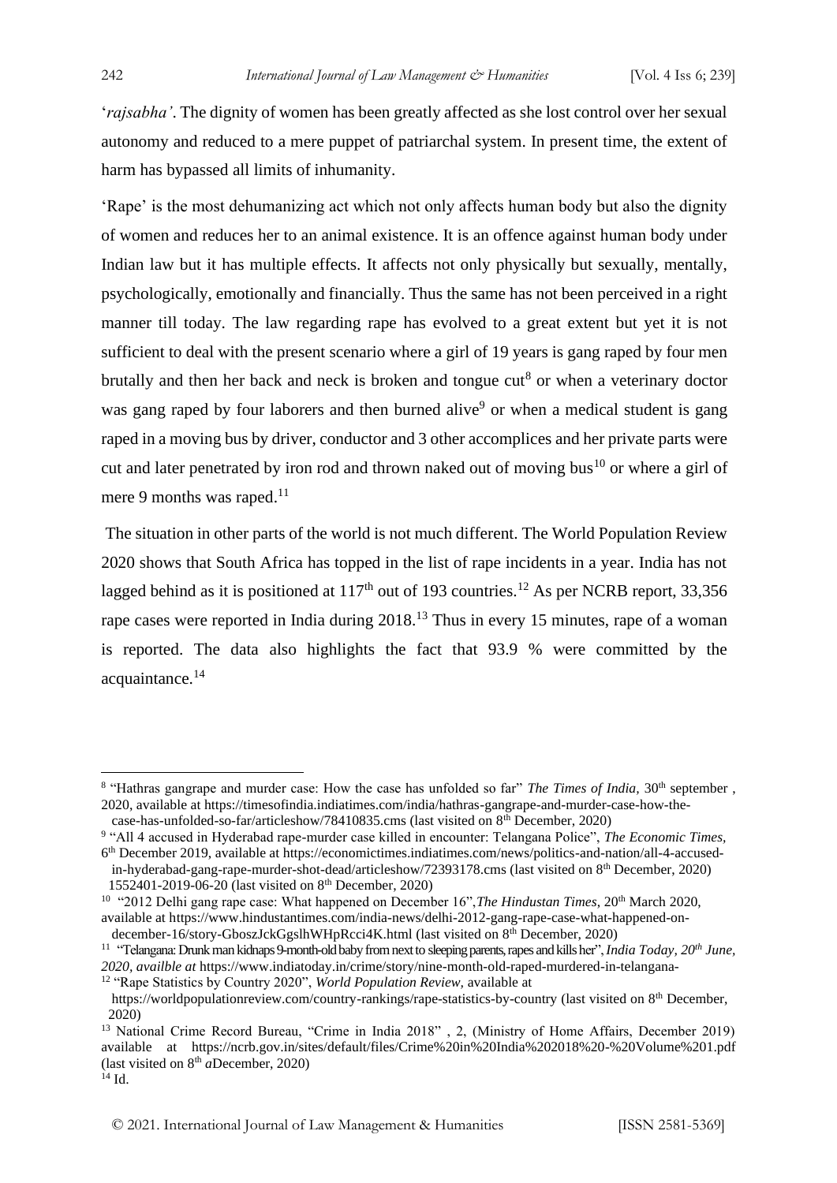'*rajsabha'*. The dignity of women has been greatly affected as she lost control over her sexual autonomy and reduced to a mere puppet of patriarchal system. In present time, the extent of harm has bypassed all limits of inhumanity.

'Rape' is the most dehumanizing act which not only affects human body but also the dignity of women and reduces her to an animal existence. It is an offence against human body under Indian law but it has multiple effects. It affects not only physically but sexually, mentally, psychologically, emotionally and financially. Thus the same has not been perceived in a right manner till today. The law regarding rape has evolved to a great extent but yet it is not sufficient to deal with the present scenario where a girl of 19 years is gang raped by four men brutally and then her back and neck is broken and tongue cut[8] or when a veterinary doctor was gang raped by four laborers and then burned alive[9] or when a medical student is gang raped in a moving bus by driver, conductor and 3 other accomplices and her private parts were cut and later penetrated by iron rod and thrown naked out of moving bus[10] or where a girl of mere 9 months was raped.[11]

The situation in other parts of the world is not much different. The World Population Review 2020 shows that South Africa has topped in the list of rape incidents in a year. India has not lagged behind as it is positioned at 117th out of 193 countries.[12] As per NCRB report, 33,356 rape cases were reported in India during 2018.[13] Thus in every 15 minutes, rape of a woman is reported. The data also highlights the fact that 93.9 % were committed by the acquaintance.[14]

---

[8] "Hathras gangrape and murder case: How the case has unfolded so far" *The Times of India,* 30th september , 2020, available at https://timesofindia.indiatimes.com/india/hathras-gangrape-and-murder-case-how-the-case-has-unfolded-so-far/articleshow/78410835.cms (last visited on 8th December, 2020)

[9] "All 4 accused in Hyderabad rape-murder case killed in encounter: Telangana Police", *The Economic Times,* 6th December 2019, available at https://economictimes.indiatimes.com/news/politics-and-nation/all-4-accused-in-hyderabad-gang-rape-murder-shot-dead/articleshow/72393178.cms (last visited on 8th December, 2020) 1552401-2019-06-20 (last visited on 8th December, 2020)

[10] "2012 Delhi gang rape case: What happened on December 16",*The Hindustan Times,* 20th March 2020, available at https://www.hindustantimes.com/india-news/delhi-2012-gang-rape-case-what-happened-on-december-16/story-GboszJckGgslhWHpRcci4K.html (last visited on 8th December, 2020)

[11] "Telangana: Drunk man kidnaps 9-month-old baby from next to sleeping parents, rapes and kills her", *India Today, 20th June, 2020, availble at* https://www.indiatoday.in/crime/story/nine-month-old-raped-murdered-in-telangana-

[12] "Rape Statistics by Country 2020", *World Population Review,* available at https://worldpopulationreview.com/country-rankings/rape-statistics-by-country (last visited on 8th December, 2020)

[13] National Crime Record Bureau, "Crime in India 2018" , 2, (Ministry of Home Affairs, December 2019) available at https://ncrb.gov.in/sites/default/files/Crime%20in%20India%202018%20-%20Volume%201.pdf (last visited on 8th *a*December, 2020)

[14] Id.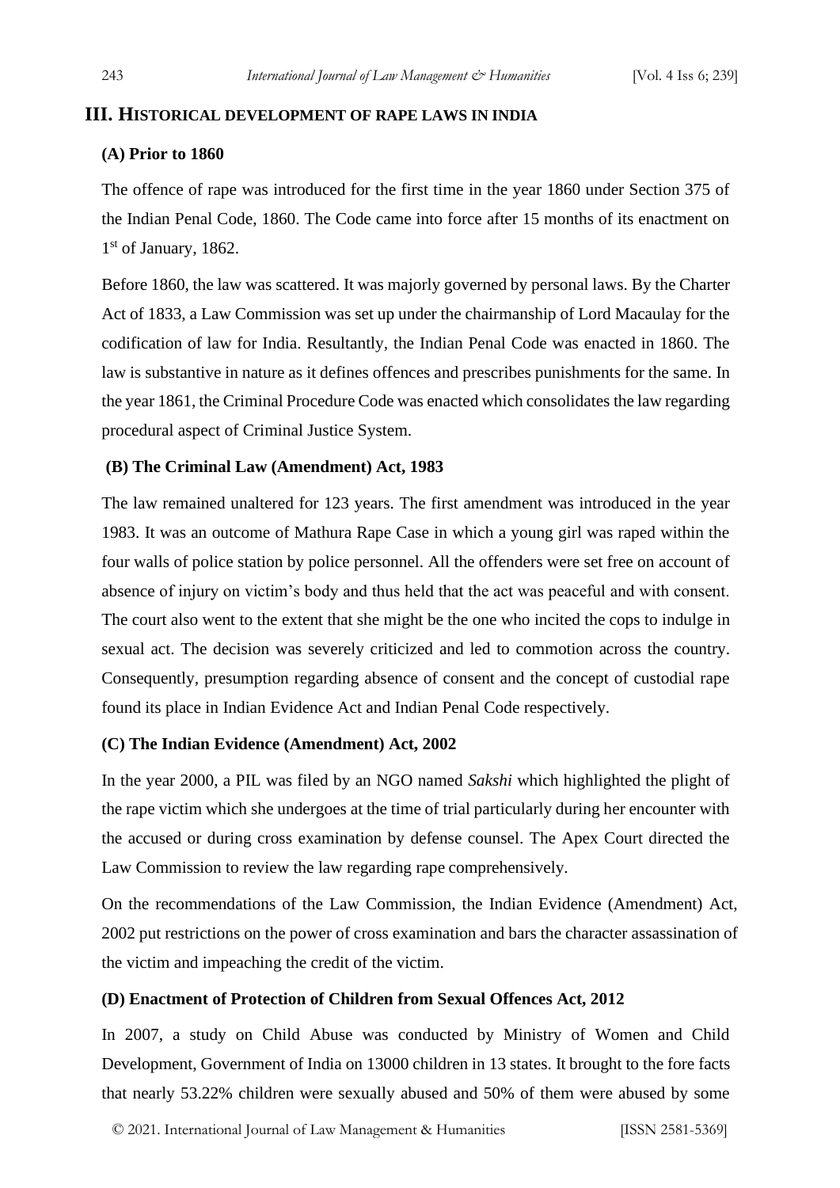## III. Historical development of rape laws in India

### (A) Prior to 1860

The offence of rape was introduced for the first time in the year 1860 under Section 375 of the Indian Penal Code, 1860. The Code came into force after 15 months of its enactment on 1st of January, 1862.

Before 1860, the law was scattered. It was majorly governed by personal laws. By the Charter Act of 1833, a Law Commission was set up under the chairmanship of Lord Macaulay for the codification of law for India. Resultantly, the Indian Penal Code was enacted in 1860. The law is substantive in nature as it defines offences and prescribes punishments for the same. In the year 1861, the Criminal Procedure Code was enacted which consolidates the law regarding procedural aspect of Criminal Justice System.

### (B) The Criminal Law (Amendment) Act, 1983

The law remained unaltered for 123 years. The first amendment was introduced in the year 1983. It was an outcome of Mathura Rape Case in which a young girl was raped within the four walls of police station by police personnel. All the offenders were set free on account of absence of injury on victim's body and thus held that the act was peaceful and with consent. The court also went to the extent that she might be the one who incited the cops to indulge in sexual act. The decision was severely criticized and led to commotion across the country. Consequently, presumption regarding absence of consent and the concept of custodial rape found its place in Indian Evidence Act and Indian Penal Code respectively.

### (C) The Indian Evidence (Amendment) Act, 2002

In the year 2000, a PIL was filed by an NGO named *Sakshi* which highlighted the plight of the rape victim which she undergoes at the time of trial particularly during her encounter with the accused or during cross examination by defense counsel. The Apex Court directed the Law Commission to review the law regarding rape comprehensively.

On the recommendations of the Law Commission, the Indian Evidence (Amendment) Act, 2002 put restrictions on the power of cross examination and bars the character assassination of the victim and impeaching the credit of the victim.

### (D) Enactment of Protection of Children from Sexual Offences Act, 2012

In 2007, a study on Child Abuse was conducted by Ministry of Women and Child Development, Government of India on 13000 children in 13 states. It brought to the fore facts that nearly 53.22% children were sexually abused and 50% of them were abused by some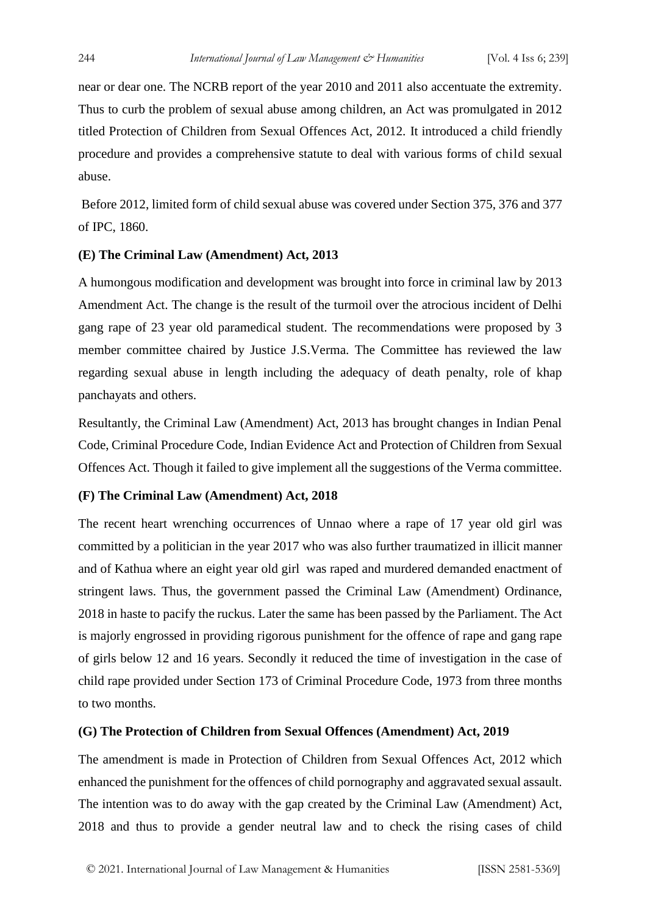near or dear one. The NCRB report of the year 2010 and 2011 also accentuate the extremity. Thus to curb the problem of sexual abuse among children, an Act was promulgated in 2012 titled Protection of Children from Sexual Offences Act, 2012. It introduced a child friendly procedure and provides a comprehensive statute to deal with various forms of child sexual abuse.

Before 2012, limited form of child sexual abuse was covered under Section 375, 376 and 377 of IPC, 1860.

### (E) The Criminal Law (Amendment) Act, 2013

A humongous modification and development was brought into force in criminal law by 2013 Amendment Act. The change is the result of the turmoil over the atrocious incident of Delhi gang rape of 23 year old paramedical student. The recommendations were proposed by 3 member committee chaired by Justice J.S.Verma. The Committee has reviewed the law regarding sexual abuse in length including the adequacy of death penalty, role of khap panchayats and others.

Resultantly, the Criminal Law (Amendment) Act, 2013 has brought changes in Indian Penal Code, Criminal Procedure Code, Indian Evidence Act and Protection of Children from Sexual Offences Act. Though it failed to give implement all the suggestions of the Verma committee.

### (F) The Criminal Law (Amendment) Act, 2018

The recent heart wrenching occurrences of Unnao where a rape of 17 year old girl was committed by a politician in the year 2017 who was also further traumatized in illicit manner and of Kathua where an eight year old girl was raped and murdered demanded enactment of stringent laws. Thus, the government passed the Criminal Law (Amendment) Ordinance, 2018 in haste to pacify the ruckus. Later the same has been passed by the Parliament. The Act is majorly engrossed in providing rigorous punishment for the offence of rape and gang rape of girls below 12 and 16 years. Secondly it reduced the time of investigation in the case of child rape provided under Section 173 of Criminal Procedure Code, 1973 from three months to two months.

### (G) The Protection of Children from Sexual Offences (Amendment) Act, 2019

The amendment is made in Protection of Children from Sexual Offences Act, 2012 which enhanced the punishment for the offences of child pornography and aggravated sexual assault. The intention was to do away with the gap created by the Criminal Law (Amendment) Act, 2018 and thus to provide a gender neutral law and to check the rising cases of child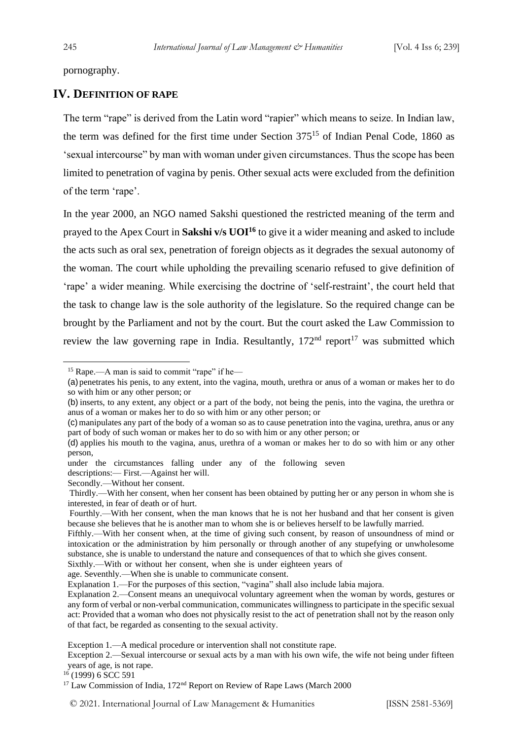pornography.

## IV. DEFINITION OF RAPE

The term "rape" is derived from the Latin word "rapier" which means to seize. In Indian law, the term was defined for the first time under Section 375[15] of Indian Penal Code, 1860 as 'sexual intercourse" by man with woman under given circumstances. Thus the scope has been limited to penetration of vagina by penis. Other sexual acts were excluded from the definition of the term 'rape'.

In the year 2000, an NGO named Sakshi questioned the restricted meaning of the term and prayed to the Apex Court in **Sakshi v/s UOI[16]** to give it a wider meaning and asked to include the acts such as oral sex, penetration of foreign objects as it degrades the sexual autonomy of the woman. The court while upholding the prevailing scenario refused to give definition of 'rape' a wider meaning. While exercising the doctrine of 'self-restraint', the court held that the task to change law is the sole authority of the legislature. So the required change can be brought by the Parliament and not by the court. But the court asked the Law Commission to review the law governing rape in India. Resultantly, 172nd report[17] was submitted which

---

[15] Rape.—A man is said to commit "rape" if he—

(a) penetrates his penis, to any extent, into the vagina, mouth, urethra or anus of a woman or makes her to do so with him or any other person; or

(b) inserts, to any extent, any object or a part of the body, not being the penis, into the vagina, the urethra or anus of a woman or makes her to do so with him or any other person; or

(c) manipulates any part of the body of a woman so as to cause penetration into the vagina, urethra, anus or any part of body of such woman or makes her to do so with him or any other person; or

(d) applies his mouth to the vagina, anus, urethra of a woman or makes her to do so with him or any other person,

under the circumstances falling under any of the following seven descriptions:— First.—Against her will.

Secondly.—Without her consent.

Thirdly.—With her consent, when her consent has been obtained by putting her or any person in whom she is interested, in fear of death or of hurt.

Fourthly.—With her consent, when the man knows that he is not her husband and that her consent is given because she believes that he is another man to whom she is or believes herself to be lawfully married.

Fifthly.—With her consent when, at the time of giving such consent, by reason of unsoundness of mind or intoxication or the administration by him personally or through another of any stupefying or unwholesome substance, she is unable to understand the nature and consequences of that to which she gives consent.

Sixthly.—With or without her consent, when she is under eighteen years of age. Seventhly.—When she is unable to communicate consent.

Explanation 1.—For the purposes of this section, "vagina" shall also include labia majora.

Explanation 2.—Consent means an unequivocal voluntary agreement when the woman by words, gestures or any form of verbal or non-verbal communication, communicates willingness to participate in the specific sexual act: Provided that a woman who does not physically resist to the act of penetration shall not by the reason only of that fact, be regarded as consenting to the sexual activity.

Exception 1.—A medical procedure or intervention shall not constitute rape.

Exception 2.—Sexual intercourse or sexual acts by a man with his own wife, the wife not being under fifteen years of age, is not rape.

[16] (1999) 6 SCC 591

[17] Law Commission of India, 172nd Report on Review of Rape Laws (March 2000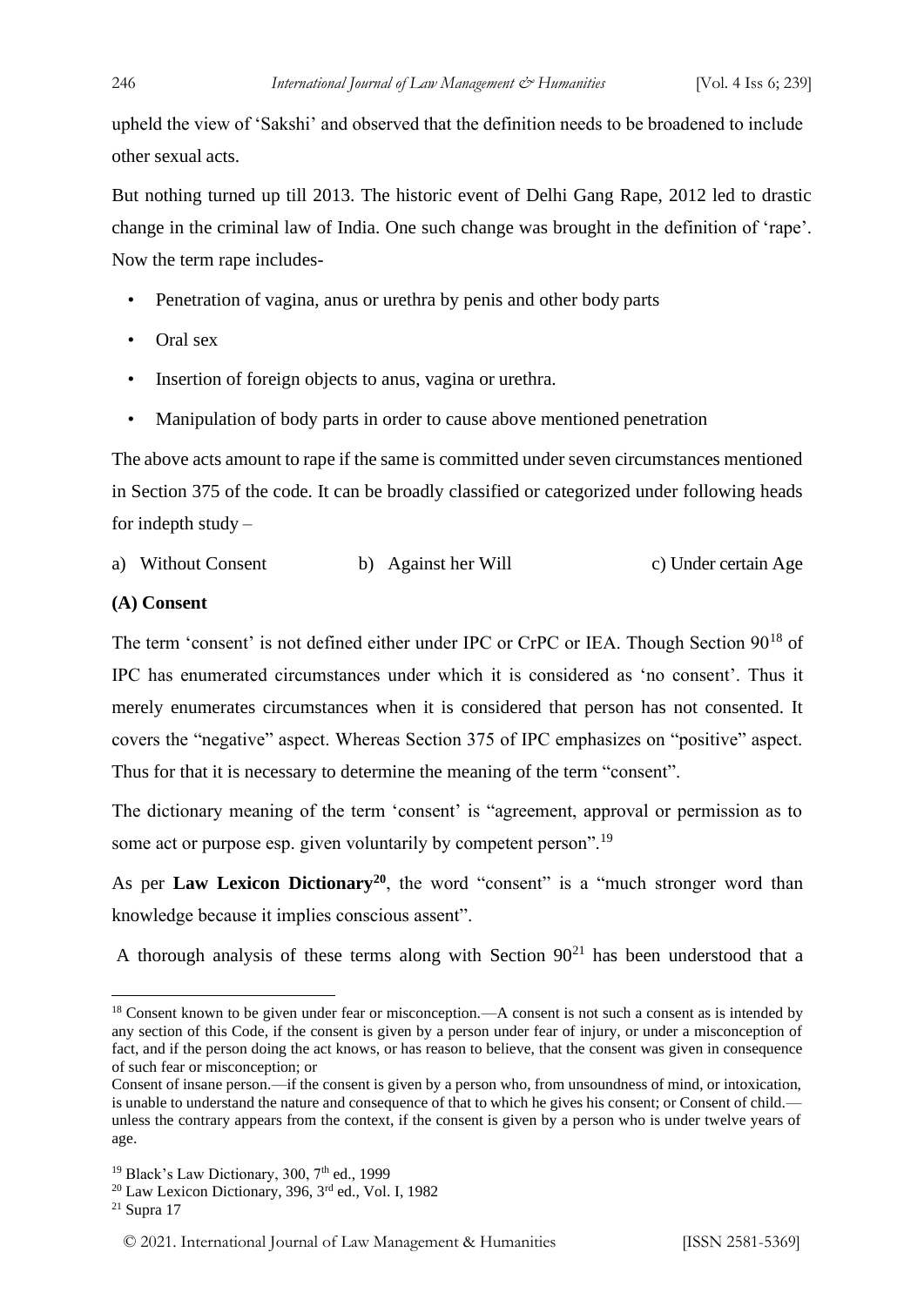upheld the view of 'Sakshi' and observed that the definition needs to be broadened to include other sexual acts.

But nothing turned up till 2013. The historic event of Delhi Gang Rape, 2012 led to drastic change in the criminal law of India. One such change was brought in the definition of 'rape'. Now the term rape includes-

- Penetration of vagina, anus or urethra by penis and other body parts
- Oral sex
- Insertion of foreign objects to anus, vagina or urethra.
- Manipulation of body parts in order to cause above mentioned penetration

The above acts amount to rape if the same is committed under seven circumstances mentioned in Section 375 of the code. It can be broadly classified or categorized under following heads for indepth study –

a) Without Consent  b) Against her Will  c) Under certain Age

**(A) Consent**

The term 'consent' is not defined either under IPC or CrPC or IEA. Though Section 90[18] of IPC has enumerated circumstances under which it is considered as 'no consent'. Thus it merely enumerates circumstances when it is considered that person has not consented. It covers the "negative" aspect. Whereas Section 375 of IPC emphasizes on "positive" aspect. Thus for that it is necessary to determine the meaning of the term "consent".

The dictionary meaning of the term 'consent' is "agreement, approval or permission as to some act or purpose esp. given voluntarily by competent person".[19]

As per **Law Lexicon Dictionary[20]**, the word "consent" is a "much stronger word than knowledge because it implies conscious assent".

A thorough analysis of these terms along with Section 90[21] has been understood that a

---

[18] Consent known to be given under fear or misconception.—A consent is not such a consent as is intended by any section of this Code, if the consent is given by a person under fear of injury, or under a misconception of fact, and if the person doing the act knows, or has reason to believe, that the consent was given in consequence of such fear or misconception; or

Consent of insane person.—if the consent is given by a person who, from unsoundness of mind, or intoxication, is unable to understand the nature and consequence of that to which he gives his consent; or Consent of child.—unless the contrary appears from the context, if the consent is given by a person who is under twelve years of age.

[19] Black's Law Dictionary, 300, 7th ed., 1999

[20] Law Lexicon Dictionary, 396, 3rd ed., Vol. I, 1982

[21] Supra 17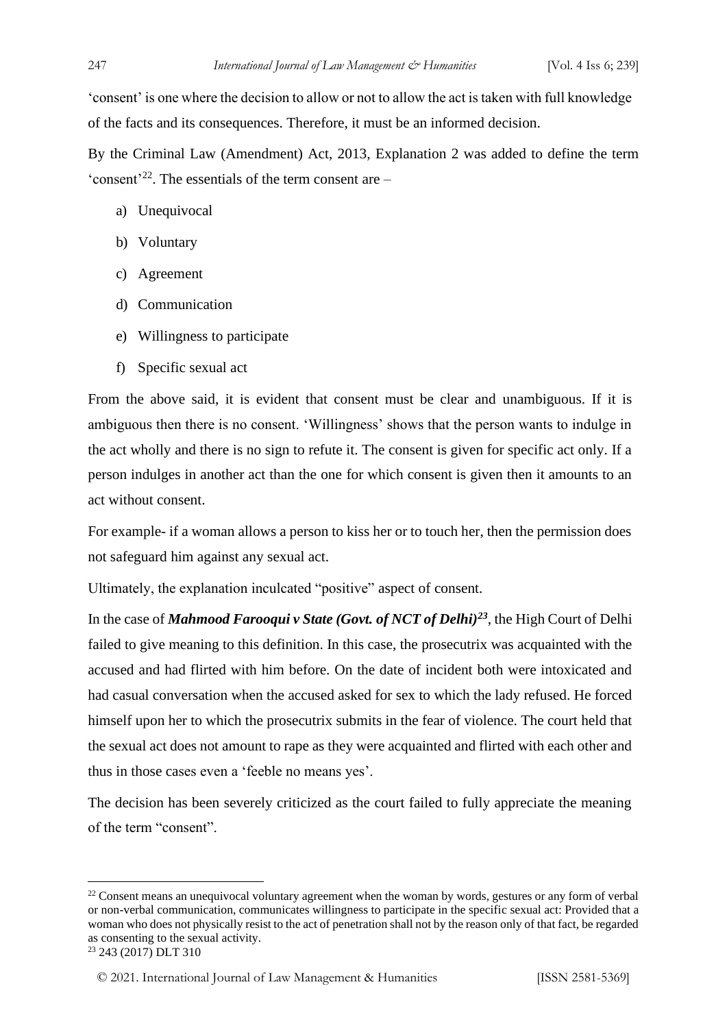'consent' is one where the decision to allow or not to allow the act is taken with full knowledge of the facts and its consequences. Therefore, it must be an informed decision.

By the Criminal Law (Amendment) Act, 2013, Explanation 2 was added to define the term 'consent'[22]. The essentials of the term consent are –

a) Unequivocal

b) Voluntary

c) Agreement

d) Communication

e) Willingness to participate

f) Specific sexual act

From the above said, it is evident that consent must be clear and unambiguous. If it is ambiguous then there is no consent. 'Willingness' shows that the person wants to indulge in the act wholly and there is no sign to refute it. The consent is given for specific act only. If a person indulges in another act than the one for which consent is given then it amounts to an act without consent.

For example- if a woman allows a person to kiss her or to touch her, then the permission does not safeguard him against any sexual act.

Ultimately, the explanation inculcated "positive" aspect of consent.

In the case of ***Mahmood Farooqui v State (Govt. of NCT of Delhi)***[23], the High Court of Delhi failed to give meaning to this definition. In this case, the prosecutrix was acquainted with the accused and had flirted with him before. On the date of incident both were intoxicated and had casual conversation when the accused asked for sex to which the lady refused. He forced himself upon her to which the prosecutrix submits in the fear of violence. The court held that the sexual act does not amount to rape as they were acquainted and flirted with each other and thus in those cases even a 'feeble no means yes'.

The decision has been severely criticized as the court failed to fully appreciate the meaning of the term "consent".

---

[22] Consent means an unequivocal voluntary agreement when the woman by words, gestures or any form of verbal or non-verbal communication, communicates willingness to participate in the specific sexual act: Provided that a woman who does not physically resist to the act of penetration shall not by the reason only of that fact, be regarded as consenting to the sexual activity.

[23] 243 (2017) DLT 310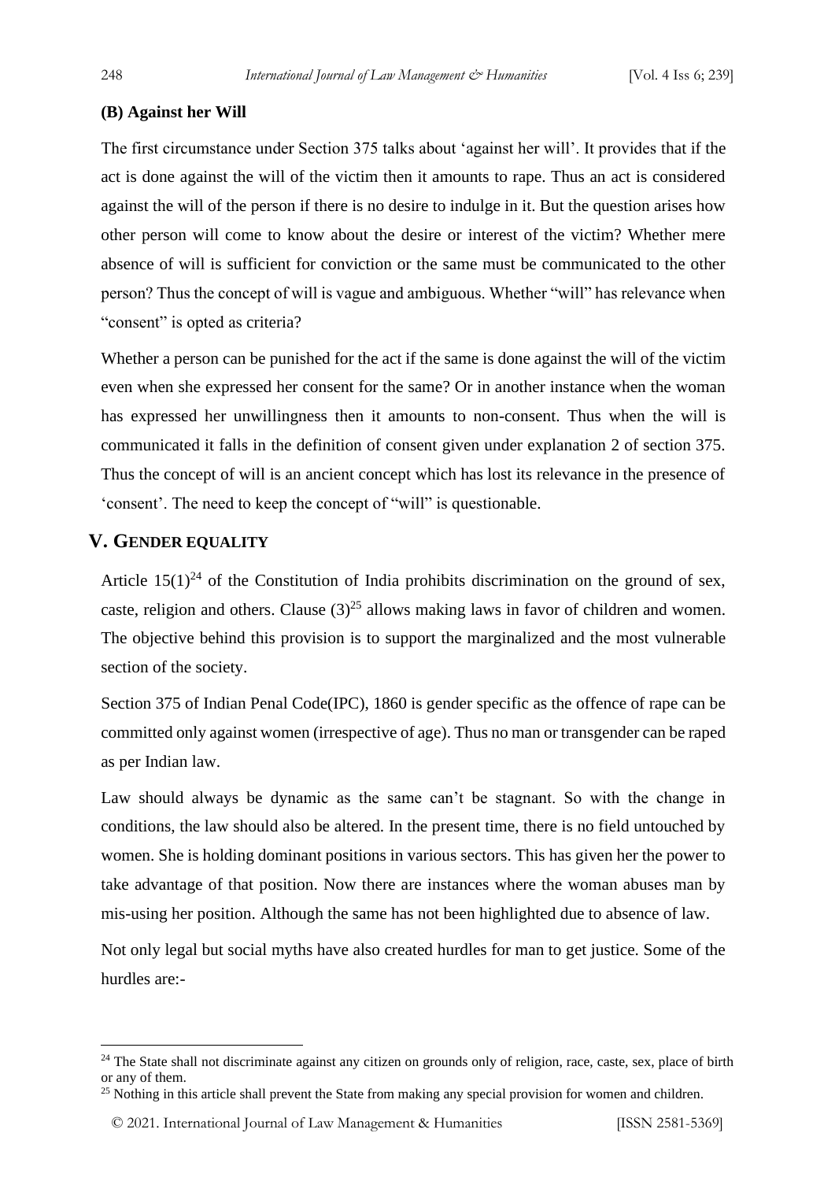### (B) Against her Will

The first circumstance under Section 375 talks about 'against her will'. It provides that if the act is done against the will of the victim then it amounts to rape. Thus an act is considered against the will of the person if there is no desire to indulge in it. But the question arises how other person will come to know about the desire or interest of the victim? Whether mere absence of will is sufficient for conviction or the same must be communicated to the other person? Thus the concept of will is vague and ambiguous. Whether "will" has relevance when "consent" is opted as criteria?

Whether a person can be punished for the act if the same is done against the will of the victim even when she expressed her consent for the same? Or in another instance when the woman has expressed her unwillingness then it amounts to non-consent. Thus when the will is communicated it falls in the definition of consent given under explanation 2 of section 375. Thus the concept of will is an ancient concept which has lost its relevance in the presence of 'consent'. The need to keep the concept of "will" is questionable.

## V. GENDER EQUALITY

Article 15(1)[24] of the Constitution of India prohibits discrimination on the ground of sex, caste, religion and others. Clause (3)[25] allows making laws in favor of children and women. The objective behind this provision is to support the marginalized and the most vulnerable section of the society.

Section 375 of Indian Penal Code(IPC), 1860 is gender specific as the offence of rape can be committed only against women (irrespective of age). Thus no man or transgender can be raped as per Indian law.

Law should always be dynamic as the same can't be stagnant. So with the change in conditions, the law should also be altered. In the present time, there is no field untouched by women. She is holding dominant positions in various sectors. This has given her the power to take advantage of that position. Now there are instances where the woman abuses man by mis-using her position. Although the same has not been highlighted due to absence of law.

Not only legal but social myths have also created hurdles for man to get justice. Some of the hurdles are:-

---

[24] The State shall not discriminate against any citizen on grounds only of religion, race, caste, sex, place of birth or any of them.

[25] Nothing in this article shall prevent the State from making any special provision for women and children.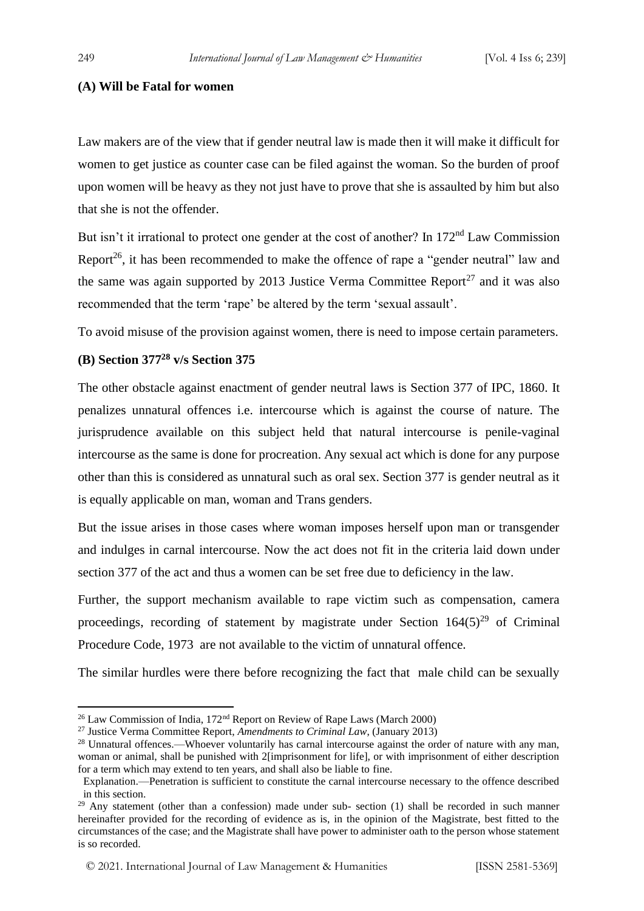**(A) Will be Fatal for women**

Law makers are of the view that if gender neutral law is made then it will make it difficult for women to get justice as counter case can be filed against the woman. So the burden of proof upon women will be heavy as they not just have to prove that she is assaulted by him but also that she is not the offender.

But isn't it irrational to protect one gender at the cost of another? In 172nd Law Commission Report[26], it has been recommended to make the offence of rape a "gender neutral" law and the same was again supported by 2013 Justice Verma Committee Report[27] and it was also recommended that the term 'rape' be altered by the term 'sexual assault'.

To avoid misuse of the provision against women, there is need to impose certain parameters.

**(B) Section 377[28] v/s Section 375**

The other obstacle against enactment of gender neutral laws is Section 377 of IPC, 1860. It penalizes unnatural offences i.e. intercourse which is against the course of nature. The jurisprudence available on this subject held that natural intercourse is penile-vaginal intercourse as the same is done for procreation. Any sexual act which is done for any purpose other than this is considered as unnatural such as oral sex. Section 377 is gender neutral as it is equally applicable on man, woman and Trans genders.

But the issue arises in those cases where woman imposes herself upon man or transgender and indulges in carnal intercourse. Now the act does not fit in the criteria laid down under section 377 of the act and thus a women can be set free due to deficiency in the law.

Further, the support mechanism available to rape victim such as compensation, camera proceedings, recording of statement by magistrate under Section 164(5)[29] of Criminal Procedure Code, 1973 are not available to the victim of unnatural offence.

The similar hurdles were there before recognizing the fact that male child can be sexually

---

[26] Law Commission of India, 172nd Report on Review of Rape Laws (March 2000)

[27] Justice Verma Committee Report, *Amendments to Criminal Law*, (January 2013)

[28] Unnatural offences.—Whoever voluntarily has carnal intercourse against the order of nature with any man, woman or animal, shall be punished with 2[imprisonment for life], or with imprisonment of either description for a term which may extend to ten years, and shall also be liable to fine.

Explanation.—Penetration is sufficient to constitute the carnal intercourse necessary to the offence described in this section.

[29] Any statement (other than a confession) made under sub- section (1) shall be recorded in such manner hereinafter provided for the recording of evidence as is, in the opinion of the Magistrate, best fitted to the circumstances of the case; and the Magistrate shall have power to administer oath to the person whose statement is so recorded.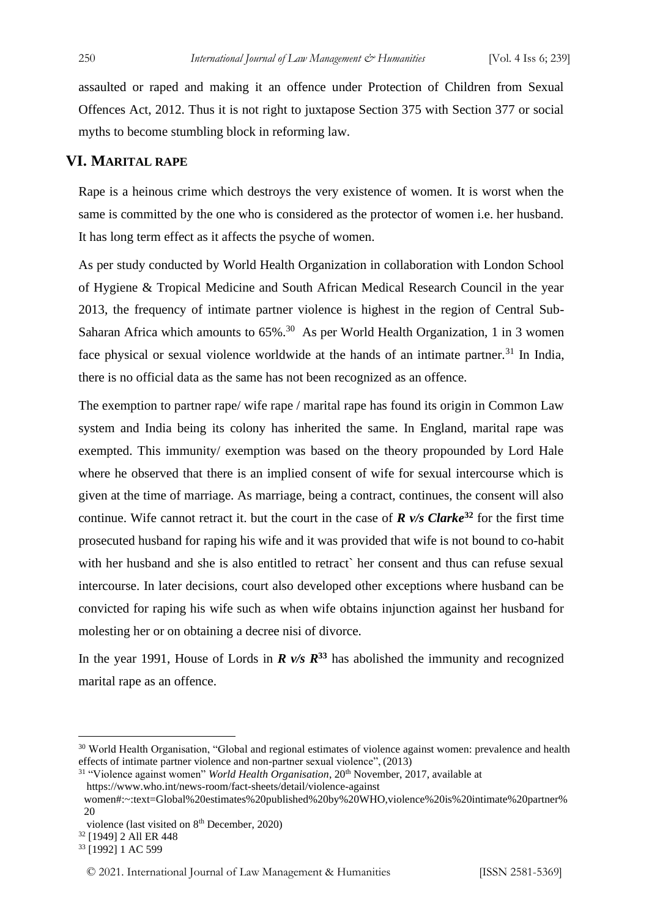assaulted or raped and making it an offence under Protection of Children from Sexual Offences Act, 2012. Thus it is not right to juxtapose Section 375 with Section 377 or social myths to become stumbling block in reforming law.

## VI. MARITAL RAPE

Rape is a heinous crime which destroys the very existence of women. It is worst when the same is committed by the one who is considered as the protector of women i.e. her husband. It has long term effect as it affects the psyche of women.

As per study conducted by World Health Organization in collaboration with London School of Hygiene & Tropical Medicine and South African Medical Research Council in the year 2013, the frequency of intimate partner violence is highest in the region of Central Sub-Saharan Africa which amounts to 65%.[30] As per World Health Organization, 1 in 3 women face physical or sexual violence worldwide at the hands of an intimate partner.[31] In India, there is no official data as the same has not been recognized as an offence.

The exemption to partner rape/ wife rape / marital rape has found its origin in Common Law system and India being its colony has inherited the same. In England, marital rape was exempted. This immunity/ exemption was based on the theory propounded by Lord Hale where he observed that there is an implied consent of wife for sexual intercourse which is given at the time of marriage. As marriage, being a contract, continues, the consent will also continue. Wife cannot retract it. but the court in the case of ***R v/s Clarke***[32] for the first time prosecuted husband for raping his wife and it was provided that wife is not bound to co-habit with her husband and she is also entitled to retract` her consent and thus can refuse sexual intercourse. In later decisions, court also developed other exceptions where husband can be convicted for raping his wife such as when wife obtains injunction against her husband for molesting her or on obtaining a decree nisi of divorce.

In the year 1991, House of Lords in ***R v/s R***[33] has abolished the immunity and recognized marital rape as an offence.

---

[30] World Health Organisation, "Global and regional estimates of violence against women: prevalence and health effects of intimate partner violence and non-partner sexual violence", (2013)

[31] "Violence against women" *World Health Organisation*, 20th November, 2017, available at https://www.who.int/news-room/fact-sheets/detail/violence-against women#:~:text=Global%20estimates%20published%20by%20WHO,violence%20is%20intimate%20partner%20 violence (last visited on 8th December, 2020)

[32] [1949] 2 All ER 448

[33] [1992] 1 AC 599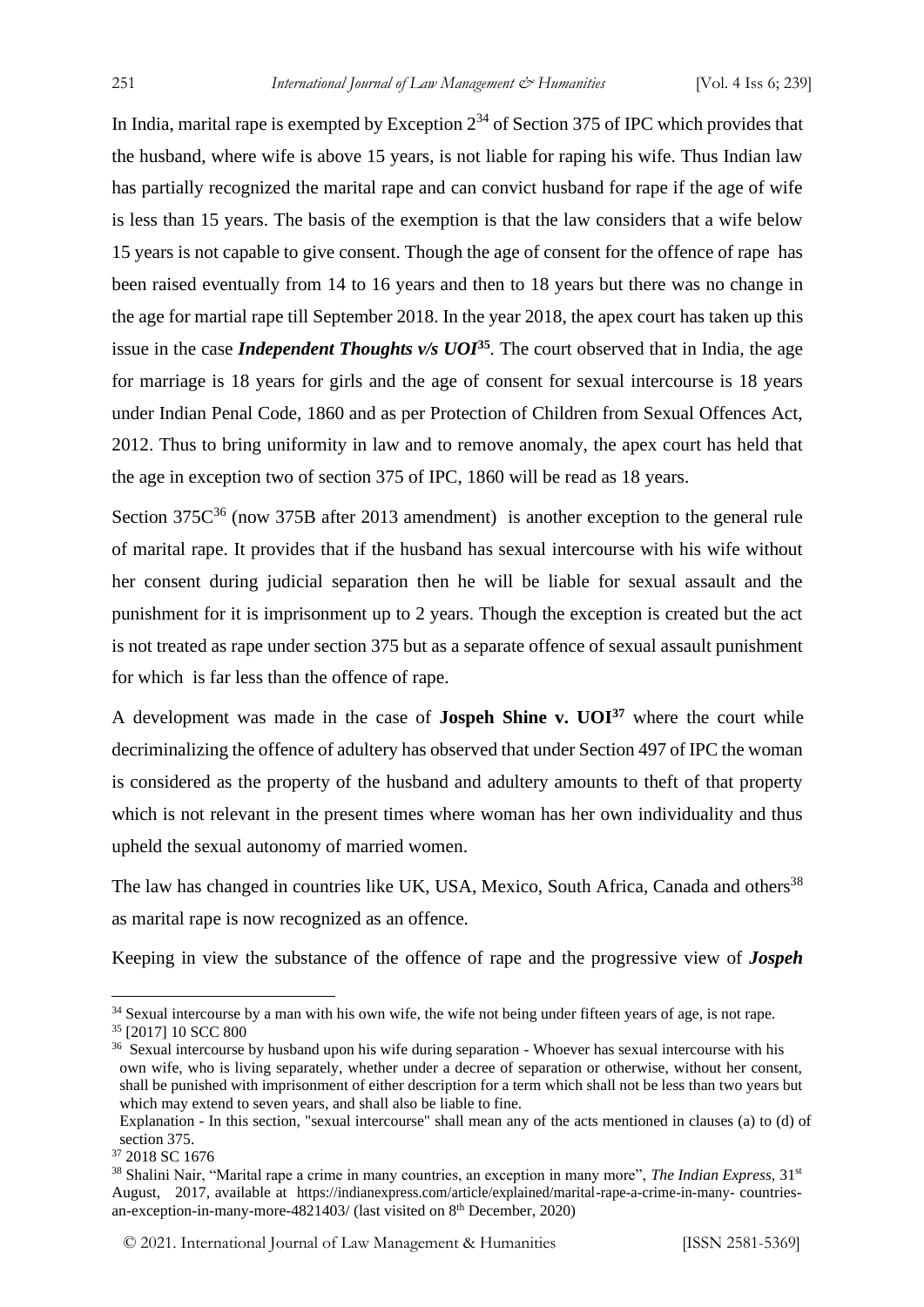In India, marital rape is exempted by Exception 2[34] of Section 375 of IPC which provides that the husband, where wife is above 15 years, is not liable for raping his wife. Thus Indian law has partially recognized the marital rape and can convict husband for rape if the age of wife is less than 15 years. The basis of the exemption is that the law considers that a wife below 15 years is not capable to give consent. Though the age of consent for the offence of rape has been raised eventually from 14 to 16 years and then to 18 years but there was no change in the age for martial rape till September 2018. In the year 2018, the apex court has taken up this issue in the case ***Independent Thoughts v/s UOI***[35]. The court observed that in India, the age for marriage is 18 years for girls and the age of consent for sexual intercourse is 18 years under Indian Penal Code, 1860 and as per Protection of Children from Sexual Offences Act, 2012. Thus to bring uniformity in law and to remove anomaly, the apex court has held that the age in exception two of section 375 of IPC, 1860 will be read as 18 years.

Section 375C[36] (now 375B after 2013 amendment) is another exception to the general rule of marital rape. It provides that if the husband has sexual intercourse with his wife without her consent during judicial separation then he will be liable for sexual assault and the punishment for it is imprisonment up to 2 years. Though the exception is created but the act is not treated as rape under section 375 but as a separate offence of sexual assault punishment for which is far less than the offence of rape.

A development was made in the case of **Jospeh Shine v. UOI**[37] where the court while decriminalizing the offence of adultery has observed that under Section 497 of IPC the woman is considered as the property of the husband and adultery amounts to theft of that property which is not relevant in the present times where woman has her own individuality and thus upheld the sexual autonomy of married women.

The law has changed in countries like UK, USA, Mexico, South Africa, Canada and others[38] as marital rape is now recognized as an offence.

Keeping in view the substance of the offence of rape and the progressive view of ***Jospeh***

---

[34] Sexual intercourse by a man with his own wife, the wife not being under fifteen years of age, is not rape.

[35] [2017] 10 SCC 800

[36] Sexual intercourse by husband upon his wife during separation - Whoever has sexual intercourse with his own wife, who is living separately, whether under a decree of separation or otherwise, without her consent, shall be punished with imprisonment of either description for a term which shall not be less than two years but which may extend to seven years, and shall also be liable to fine.
Explanation - In this section, "sexual intercourse" shall mean any of the acts mentioned in clauses (a) to (d) of section 375.

[37] 2018 SC 1676

[38] Shalini Nair, "Marital rape a crime in many countries, an exception in many more", *The Indian Express,* 31st August, 2017, available at https://indianexpress.com/article/explained/marital-rape-a-crime-in-many- countries-an-exception-in-many-more-4821403/ (last visited on 8th December, 2020)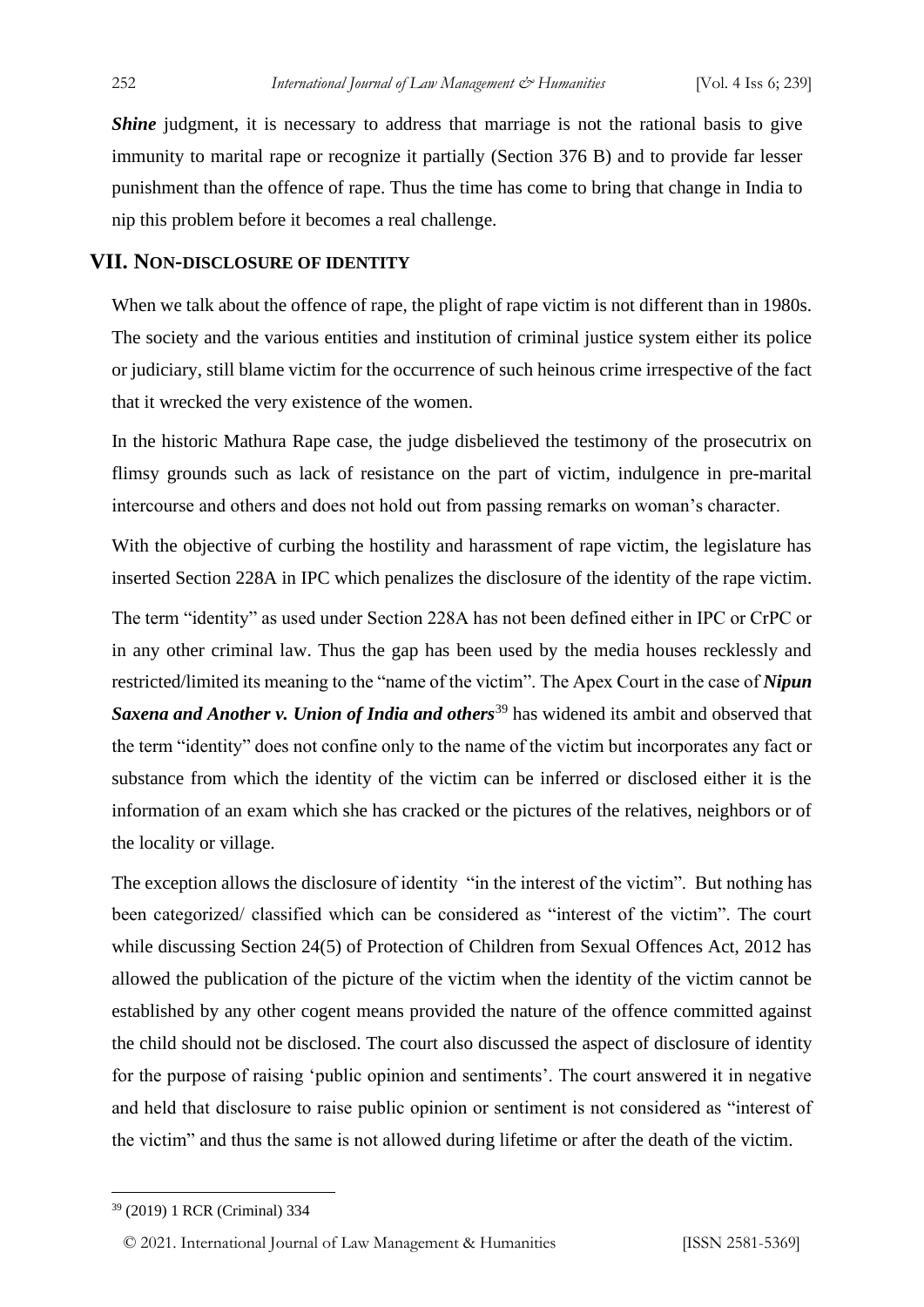***Shine*** judgment, it is necessary to address that marriage is not the rational basis to give immunity to marital rape or recognize it partially (Section 376 B) and to provide far lesser punishment than the offence of rape. Thus the time has come to bring that change in India to nip this problem before it becomes a real challenge.

## VII. NON-DISCLOSURE OF IDENTITY

When we talk about the offence of rape, the plight of rape victim is not different than in 1980s. The society and the various entities and institution of criminal justice system either its police or judiciary, still blame victim for the occurrence of such heinous crime irrespective of the fact that it wrecked the very existence of the women.

In the historic Mathura Rape case, the judge disbelieved the testimony of the prosecutrix on flimsy grounds such as lack of resistance on the part of victim, indulgence in pre-marital intercourse and others and does not hold out from passing remarks on woman's character.

With the objective of curbing the hostility and harassment of rape victim, the legislature has inserted Section 228A in IPC which penalizes the disclosure of the identity of the rape victim.

The term "identity" as used under Section 228A has not been defined either in IPC or CrPC or in any other criminal law. Thus the gap has been used by the media houses recklessly and restricted/limited its meaning to the "name of the victim". The Apex Court in the case of ***Nipun Saxena and Another v. Union of India and others***[39] has widened its ambit and observed that the term "identity" does not confine only to the name of the victim but incorporates any fact or substance from which the identity of the victim can be inferred or disclosed either it is the information of an exam which she has cracked or the pictures of the relatives, neighbors or of the locality or village.

The exception allows the disclosure of identity "in the interest of the victim". But nothing has been categorized/ classified which can be considered as "interest of the victim". The court while discussing Section 24(5) of Protection of Children from Sexual Offences Act, 2012 has allowed the publication of the picture of the victim when the identity of the victim cannot be established by any other cogent means provided the nature of the offence committed against the child should not be disclosed. The court also discussed the aspect of disclosure of identity for the purpose of raising 'public opinion and sentiments'. The court answered it in negative and held that disclosure to raise public opinion or sentiment is not considered as "interest of the victim" and thus the same is not allowed during lifetime or after the death of the victim.

---

[39] (2019) 1 RCR (Criminal) 334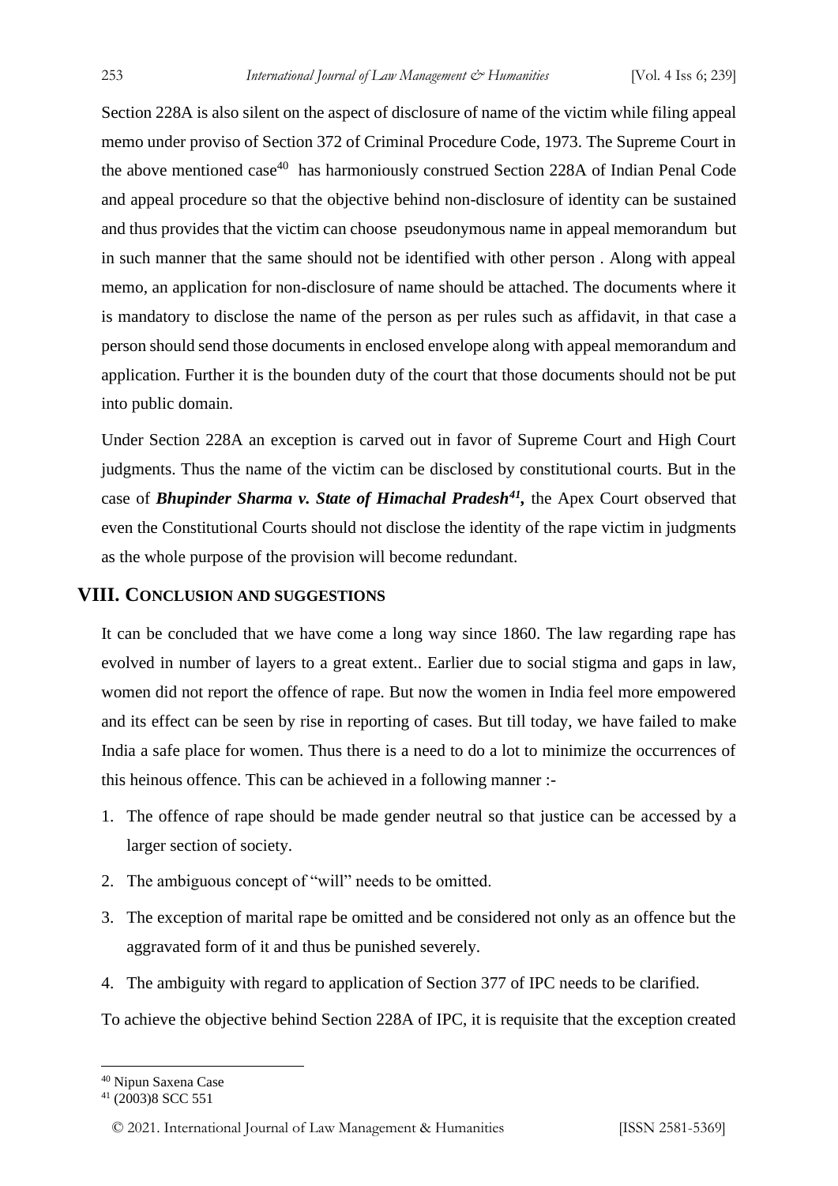Section 228A is also silent on the aspect of disclosure of name of the victim while filing appeal memo under proviso of Section 372 of Criminal Procedure Code, 1973. The Supreme Court in the above mentioned case[40] has harmoniously construed Section 228A of Indian Penal Code and appeal procedure so that the objective behind non-disclosure of identity can be sustained and thus provides that the victim can choose pseudonymous name in appeal memorandum but in such manner that the same should not be identified with other person . Along with appeal memo, an application for non-disclosure of name should be attached. The documents where it is mandatory to disclose the name of the person as per rules such as affidavit, in that case a person should send those documents in enclosed envelope along with appeal memorandum and application. Further it is the bounden duty of the court that those documents should not be put into public domain.

Under Section 228A an exception is carved out in favor of Supreme Court and High Court judgments. Thus the name of the victim can be disclosed by constitutional courts. But in the case of ***Bhupinder Sharma v. State of Himachal Pradesh***[41]**,** the Apex Court observed that even the Constitutional Courts should not disclose the identity of the rape victim in judgments as the whole purpose of the provision will become redundant.

## VIII. Conclusion and Suggestions

It can be concluded that we have come a long way since 1860. The law regarding rape has evolved in number of layers to a great extent.. Earlier due to social stigma and gaps in law, women did not report the offence of rape. But now the women in India feel more empowered and its effect can be seen by rise in reporting of cases. But till today, we have failed to make India a safe place for women. Thus there is a need to do a lot to minimize the occurrences of this heinous offence. This can be achieved in a following manner :-

1. The offence of rape should be made gender neutral so that justice can be accessed by a larger section of society.
2. The ambiguous concept of "will" needs to be omitted.
3. The exception of marital rape be omitted and be considered not only as an offence but the aggravated form of it and thus be punished severely.
4. The ambiguity with regard to application of Section 377 of IPC needs to be clarified.

To achieve the objective behind Section 228A of IPC, it is requisite that the exception created

---

[40] Nipun Saxena Case

[41] (2003)8 SCC 551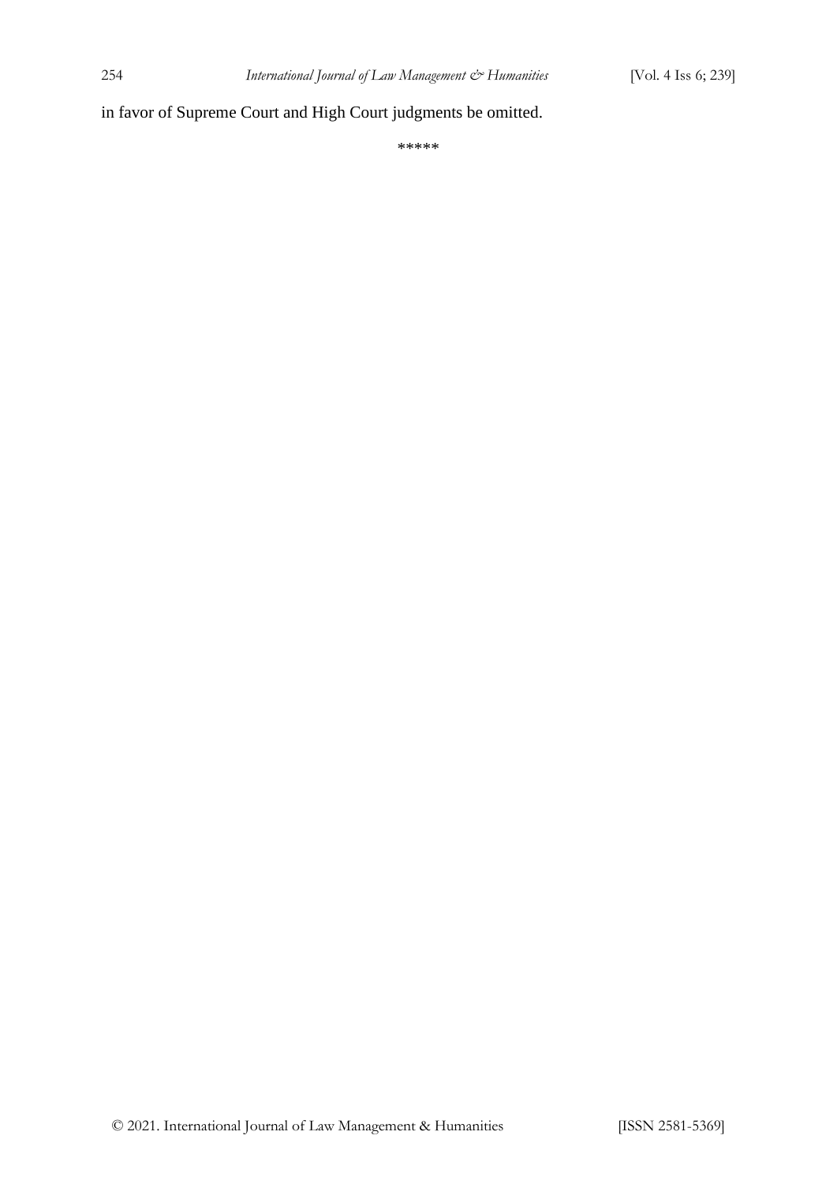in favor of Supreme Court and High Court judgments be omitted.

*****